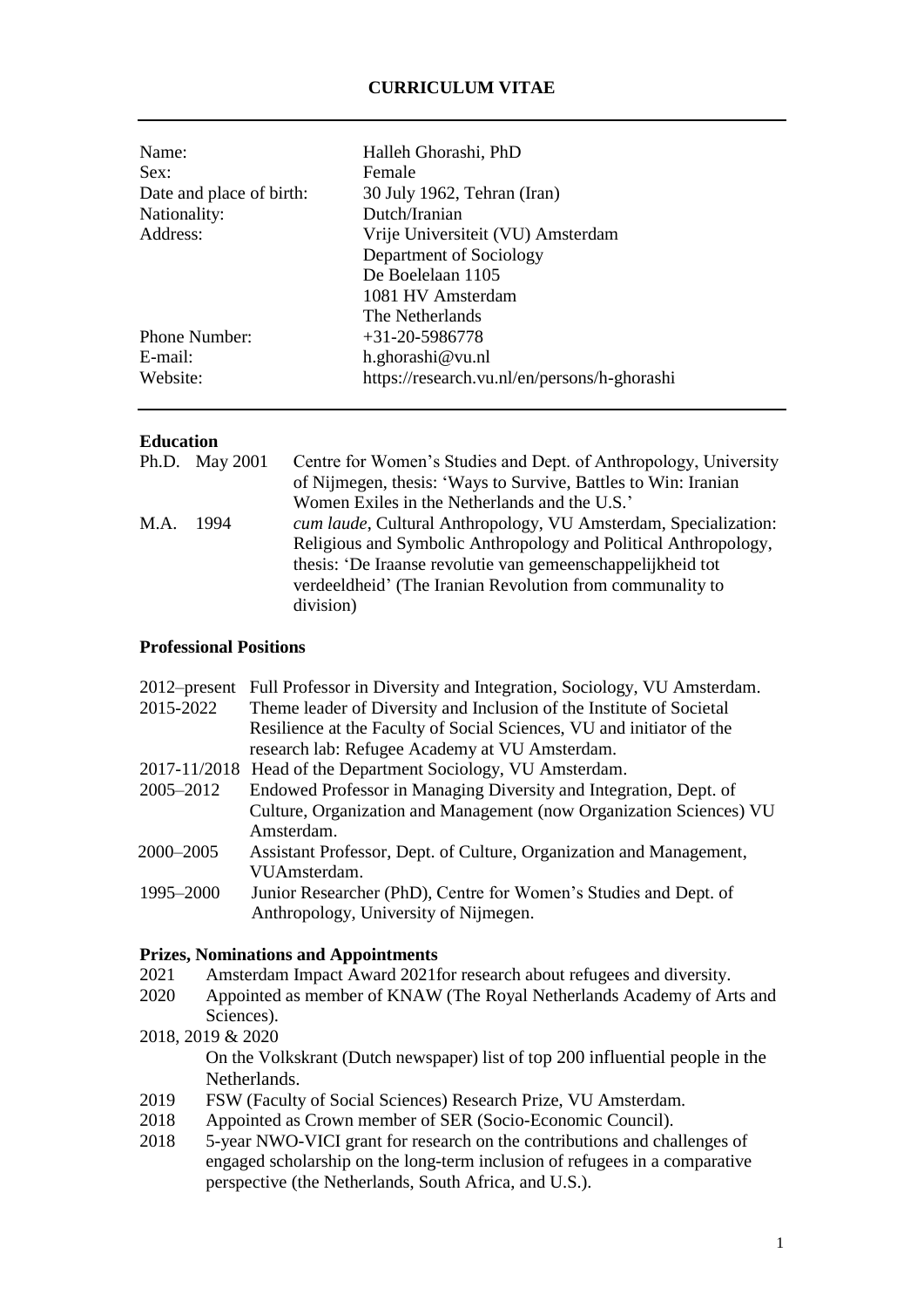# CURRICULUM VITAE

| | |
|---|---|
| Name: | Halleh Ghorashi, PhD |
| Sex: | Female |
| Date and place of birth: | 30 July 1962, Tehran (Iran) |
| Nationality: | Dutch/Iranian |
| Address: | Vrije Universiteit (VU) Amsterdam<br>Department of Sociology<br>De Boelelaan 1105<br>1081 HV Amsterdam<br>The Netherlands |
| Phone Number: | +31-20-5986778 |
| E-mail: | h.ghorashi@vu.nl |
| Website: | https://research.vu.nl/en/persons/h-ghorashi |

## Education

| | |
|---|---|
| Ph.D. May 2001 | Centre for Women's Studies and Dept. of Anthropology, University of Nijmegen, thesis: 'Ways to Survive, Battles to Win: Iranian Women Exiles in the Netherlands and the U.S.' |
| M.A. 1994 | *cum laude*, Cultural Anthropology, VU Amsterdam, Specialization: Religious and Symbolic Anthropology and Political Anthropology, thesis: 'De Iraanse revolutie van gemeenschappelijkheid tot verdeeldheid' (The Iranian Revolution from communality to division) |

## Professional Positions

| | |
|---|---|
| 2012–present | Full Professor in Diversity and Integration, Sociology, VU Amsterdam. |
| 2015-2022 | Theme leader of Diversity and Inclusion of the Institute of Societal Resilience at the Faculty of Social Sciences, VU and initiator of the research lab: Refugee Academy at VU Amsterdam. |
| 2017-11/2018 | Head of the Department Sociology, VU Amsterdam. |
| 2005–2012 | Endowed Professor in Managing Diversity and Integration, Dept. of Culture, Organization and Management (now Organization Sciences) VU Amsterdam. |
| 2000–2005 | Assistant Professor, Dept. of Culture, Organization and Management, VUAmsterdam. |
| 1995–2000 | Junior Researcher (PhD), Centre for Women's Studies and Dept. of Anthropology, University of Nijmegen. |

## Prizes, Nominations and Appointments

| | |
|---|---|
| 2021 | Amsterdam Impact Award 2021for research about refugees and diversity. |
| 2020 | Appointed as member of KNAW (The Royal Netherlands Academy of Arts and Sciences). |
| 2018, 2019 & 2020 | On the Volkskrant (Dutch newspaper) list of top 200 influential people in the Netherlands. |
| 2019 | FSW (Faculty of Social Sciences) Research Prize, VU Amsterdam. |
| 2018 | Appointed as Crown member of SER (Socio-Economic Council). |
| 2018 | 5-year NWO-VICI grant for research on the contributions and challenges of engaged scholarship on the long-term inclusion of refugees in a comparative perspective (the Netherlands, South Africa, and U.S.). |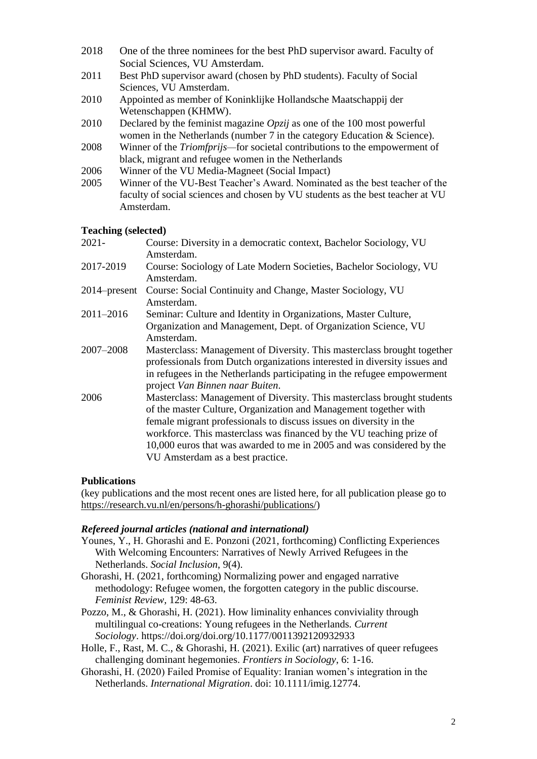2018 One of the three nominees for the best PhD supervisor award. Faculty of Social Sciences, VU Amsterdam.

2011 Best PhD supervisor award (chosen by PhD students). Faculty of Social Sciences, VU Amsterdam.

2010 Appointed as member of Koninklijke Hollandsche Maatschappij der Wetenschappen (KHMW).

2010 Declared by the feminist magazine *Opzij* as one of the 100 most powerful women in the Netherlands (number 7 in the category Education & Science).

2008 Winner of the *Triomfprijs*—for societal contributions to the empowerment of black, migrant and refugee women in the Netherlands

2006 Winner of the VU Media-Magneet (Social Impact)

2005 Winner of the VU-Best Teacher's Award. Nominated as the best teacher of the faculty of social sciences and chosen by VU students as the best teacher at VU Amsterdam.

**Teaching (selected)**

2021- Course: Diversity in a democratic context, Bachelor Sociology, VU Amsterdam.

2017-2019 Course: Sociology of Late Modern Societies, Bachelor Sociology, VU Amsterdam.

2014–present Course: Social Continuity and Change, Master Sociology, VU Amsterdam.

2011–2016 Seminar: Culture and Identity in Organizations, Master Culture, Organization and Management, Dept. of Organization Science, VU Amsterdam.

2007–2008 Masterclass: Management of Diversity. This masterclass brought together professionals from Dutch organizations interested in diversity issues and in refugees in the Netherlands participating in the refugee empowerment project *Van Binnen naar Buiten*.

2006 Masterclass: Management of Diversity. This masterclass brought students of the master Culture, Organization and Management together with female migrant professionals to discuss issues on diversity in the workforce. This masterclass was financed by the VU teaching prize of 10,000 euros that was awarded to me in 2005 and was considered by the VU Amsterdam as a best practice.

**Publications**

(key publications and the most recent ones are listed here, for all publication please go to https://research.vu.nl/en/persons/h-ghorashi/publications/)

***Refereed journal articles (national and international)***

Younes, Y., H. Ghorashi and E. Ponzoni (2021, forthcoming) Conflicting Experiences With Welcoming Encounters: Narratives of Newly Arrived Refugees in the Netherlands. *Social Inclusion*, 9(4).

Ghorashi, H. (2021, forthcoming) Normalizing power and engaged narrative methodology: Refugee women, the forgotten category in the public discourse. *Feminist Review*, 129: 48-63.

Pozzo, M., & Ghorashi, H. (2021). How liminality enhances conviviality through multilingual co-creations: Young refugees in the Netherlands. *Current Sociology*. https://doi.org/doi.org/10.1177/0011392120932933

Holle, F., Rast, M. C., & Ghorashi, H. (2021). Exilic (art) narratives of queer refugees challenging dominant hegemonies. *Frontiers in Sociology*, 6: 1-16.

Ghorashi, H. (2020) Failed Promise of Equality: Iranian women's integration in the Netherlands. *International Migration*. doi: 10.1111/imig.12774.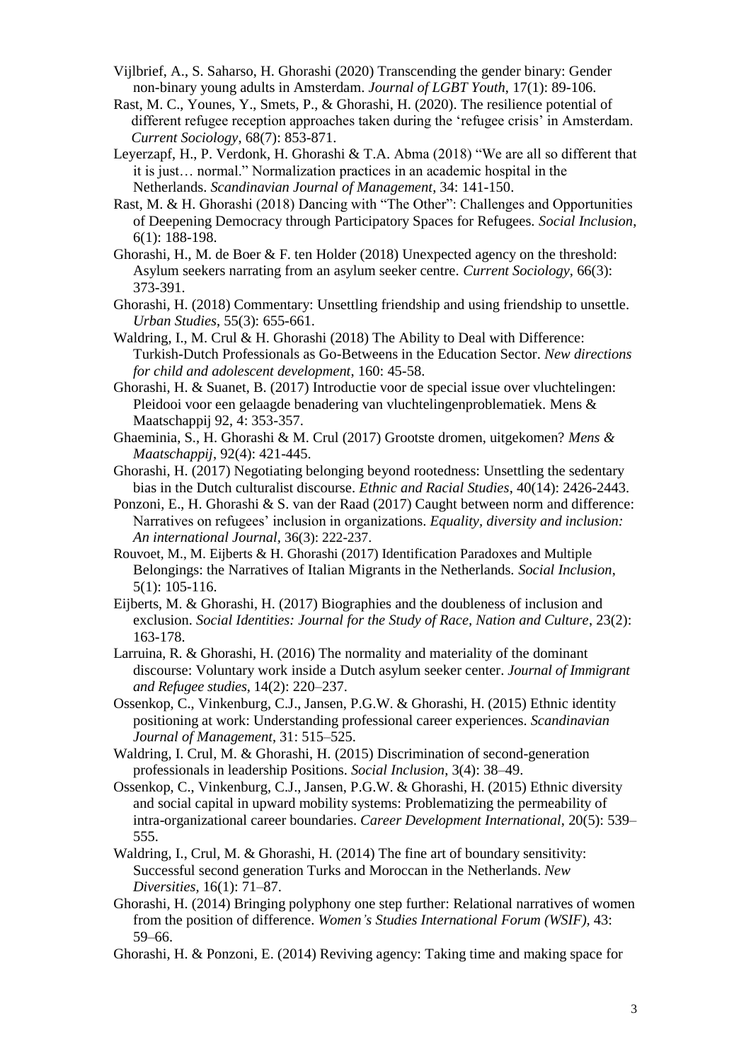Vijlbrief, A., S. Saharso, H. Ghorashi (2020) Transcending the gender binary: Gender non-binary young adults in Amsterdam. *Journal of LGBT Youth*, 17(1): 89-106.

Rast, M. C., Younes, Y., Smets, P., & Ghorashi, H. (2020). The resilience potential of different refugee reception approaches taken during the 'refugee crisis' in Amsterdam. *Current Sociology*, 68(7): 853-871.

Leyerzapf, H., P. Verdonk, H. Ghorashi & T.A. Abma (2018) "We are all so different that it is just… normal." Normalization practices in an academic hospital in the Netherlands. *Scandinavian Journal of Management*, 34: 141-150.

Rast, M. & H. Ghorashi (2018) Dancing with "The Other": Challenges and Opportunities of Deepening Democracy through Participatory Spaces for Refugees. *Social Inclusion*, 6(1): 188-198.

Ghorashi, H., M. de Boer & F. ten Holder (2018) Unexpected agency on the threshold: Asylum seekers narrating from an asylum seeker centre. *Current Sociology*, 66(3): 373-391.

Ghorashi, H. (2018) Commentary: Unsettling friendship and using friendship to unsettle. *Urban Studies*, 55(3): 655-661.

Waldring, I., M. Crul & H. Ghorashi (2018) The Ability to Deal with Difference: Turkish-Dutch Professionals as Go-Betweens in the Education Sector. *New directions for child and adolescent development*, 160: 45-58.

Ghorashi, H. & Suanet, B. (2017) Introductie voor de special issue over vluchtelingen: Pleidooi voor een gelaagde benadering van vluchtelingenproblematiek. Mens & Maatschappij 92, 4: 353-357.

Ghaeminia, S., H. Ghorashi & M. Crul (2017) Grootste dromen, uitgekomen? *Mens & Maatschappij*, 92(4): 421-445.

Ghorashi, H. (2017) Negotiating belonging beyond rootedness: Unsettling the sedentary bias in the Dutch culturalist discourse. *Ethnic and Racial Studies*, 40(14): 2426-2443.

Ponzoni, E., H. Ghorashi & S. van der Raad (2017) Caught between norm and difference: Narratives on refugees' inclusion in organizations. *Equality, diversity and inclusion: An international Journal*, 36(3): 222-237.

Rouvoet, M., M. Eijberts & H. Ghorashi (2017) Identification Paradoxes and Multiple Belongings: the Narratives of Italian Migrants in the Netherlands. *Social Inclusion*, 5(1): 105-116.

Eijberts, M. & Ghorashi, H. (2017) Biographies and the doubleness of inclusion and exclusion. *Social Identities: Journal for the Study of Race, Nation and Culture*, 23(2): 163-178.

Larruina, R. & Ghorashi, H. (2016) The normality and materiality of the dominant discourse: Voluntary work inside a Dutch asylum seeker center. *Journal of Immigrant and Refugee studies*, 14(2): 220–237.

Ossenkop, C., Vinkenburg, C.J., Jansen, P.G.W. & Ghorashi, H. (2015) Ethnic identity positioning at work: Understanding professional career experiences. *Scandinavian Journal of Management*, 31: 515–525.

Waldring, I. Crul, M. & Ghorashi, H. (2015) Discrimination of second-generation professionals in leadership Positions. *Social Inclusion*, 3(4): 38–49.

Ossenkop, C., Vinkenburg, C.J., Jansen, P.G.W. & Ghorashi, H. (2015) Ethnic diversity and social capital in upward mobility systems: Problematizing the permeability of intra-organizational career boundaries. *Career Development International*, 20(5): 539–555.

Waldring, I., Crul, M. & Ghorashi, H. (2014) The fine art of boundary sensitivity: Successful second generation Turks and Moroccan in the Netherlands. *New Diversities*, 16(1): 71–87.

Ghorashi, H. (2014) Bringing polyphony one step further: Relational narratives of women from the position of difference. *Women's Studies International Forum (WSIF)*, 43: 59–66.

Ghorashi, H. & Ponzoni, E. (2014) Reviving agency: Taking time and making space for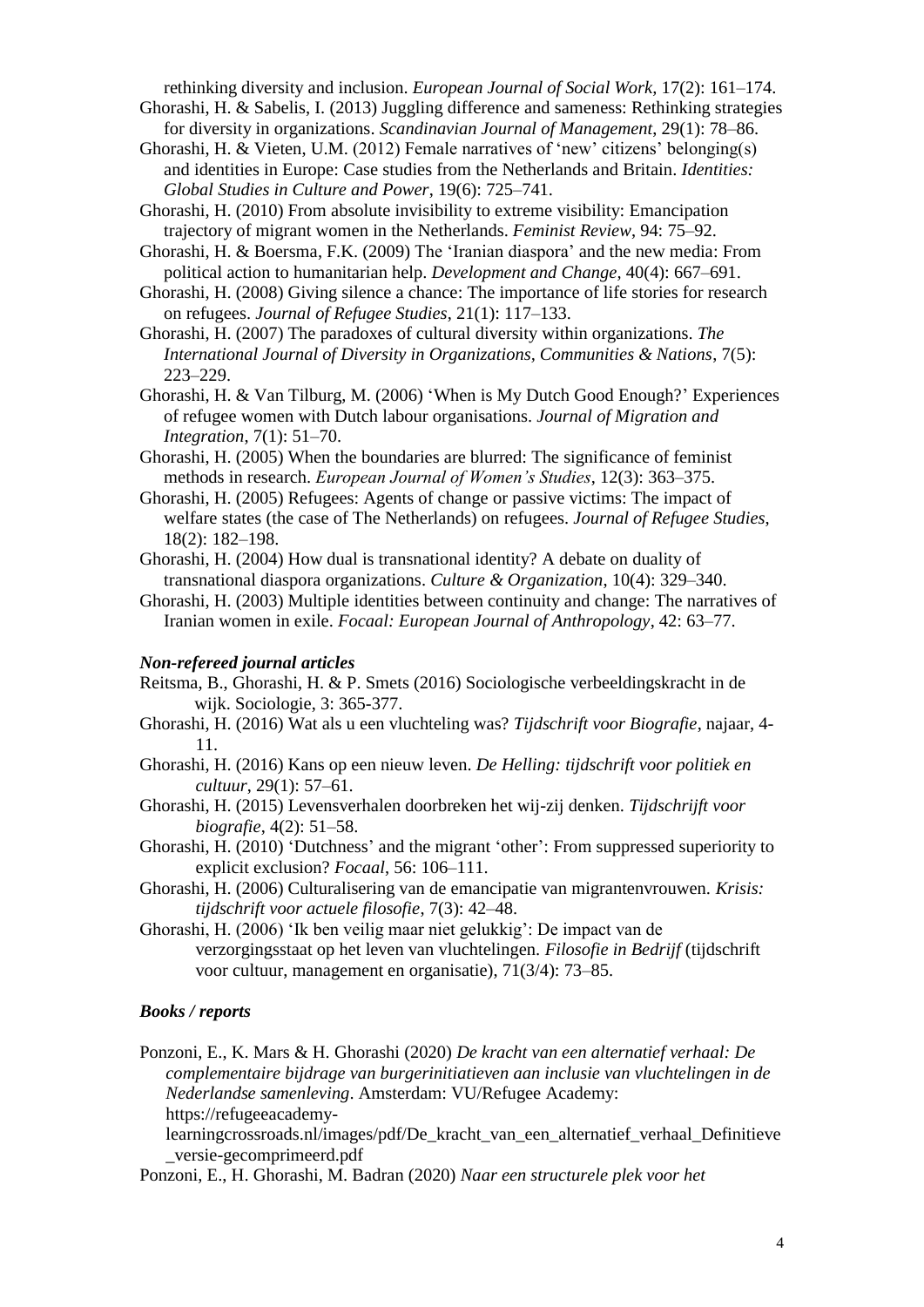rethinking diversity and inclusion. *European Journal of Social Work*, 17(2): 161–174.

Ghorashi, H. & Sabelis, I. (2013) Juggling difference and sameness: Rethinking strategies for diversity in organizations. *Scandinavian Journal of Management*, 29(1): 78–86.

Ghorashi, H. & Vieten, U.M. (2012) Female narratives of 'new' citizens' belonging(s) and identities in Europe: Case studies from the Netherlands and Britain. *Identities: Global Studies in Culture and Power*, 19(6): 725–741.

Ghorashi, H. (2010) From absolute invisibility to extreme visibility: Emancipation trajectory of migrant women in the Netherlands. *Feminist Review*, 94: 75–92.

Ghorashi, H. & Boersma, F.K. (2009) The 'Iranian diaspora' and the new media: From political action to humanitarian help. *Development and Change*, 40(4): 667–691.

Ghorashi, H. (2008) Giving silence a chance: The importance of life stories for research on refugees. *Journal of Refugee Studies*, 21(1): 117–133.

Ghorashi, H. (2007) The paradoxes of cultural diversity within organizations. *The International Journal of Diversity in Organizations, Communities & Nations*, 7(5): 223–229.

Ghorashi, H. & Van Tilburg, M. (2006) 'When is My Dutch Good Enough?' Experiences of refugee women with Dutch labour organisations. *Journal of Migration and Integration*, 7(1): 51–70.

Ghorashi, H. (2005) When the boundaries are blurred: The significance of feminist methods in research. *European Journal of Women's Studies*, 12(3): 363–375.

Ghorashi, H. (2005) Refugees: Agents of change or passive victims: The impact of welfare states (the case of The Netherlands) on refugees. *Journal of Refugee Studies*, 18(2): 182–198.

Ghorashi, H. (2004) How dual is transnational identity? A debate on duality of transnational diaspora organizations. *Culture & Organization*, 10(4): 329–340.

Ghorashi, H. (2003) Multiple identities between continuity and change: The narratives of Iranian women in exile. *Focaal: European Journal of Anthropology*, 42: 63–77.

### *Non-refereed journal articles*

Reitsma, B., Ghorashi, H. & P. Smets (2016) Sociologische verbeeldingskracht in de wijk. Sociologie, 3: 365-377.

Ghorashi, H. (2016) Wat als u een vluchteling was? *Tijdschrift voor Biografie*, najaar, 4-11.

Ghorashi, H. (2016) Kans op een nieuw leven. *De Helling: tijdschrift voor politiek en cultuur*, 29(1): 57–61.

Ghorashi, H. (2015) Levensverhalen doorbreken het wij-zij denken. *Tijdschrijft voor biografie*, 4(2): 51–58.

Ghorashi, H. (2010) 'Dutchness' and the migrant 'other': From suppressed superiority to explicit exclusion? *Focaal*, 56: 106–111.

Ghorashi, H. (2006) Culturalisering van de emancipatie van migrantenvrouwen. *Krisis: tijdschrift voor actuele filosofie*, 7(3): 42–48.

Ghorashi, H. (2006) 'Ik ben veilig maar niet gelukkig': De impact van de verzorgingsstaat op het leven van vluchtelingen. *Filosofie in Bedrijf* (tijdschrift voor cultuur, management en organisatie), 71(3/4): 73–85.

### *Books / reports*

Ponzoni, E., K. Mars & H. Ghorashi (2020) *De kracht van een alternatief verhaal: De complementaire bijdrage van burgerinitiatieven aan inclusie van vluchtelingen in de Nederlandse samenleving*. Amsterdam: VU/Refugee Academy: https://refugeeacademy-learningcrossroads.nl/images/pdf/De_kracht_van_een_alternatief_verhaal_Definitieve_versie-gecomprimeerd.pdf

Ponzoni, E., H. Ghorashi, M. Badran (2020) *Naar een structurele plek voor het*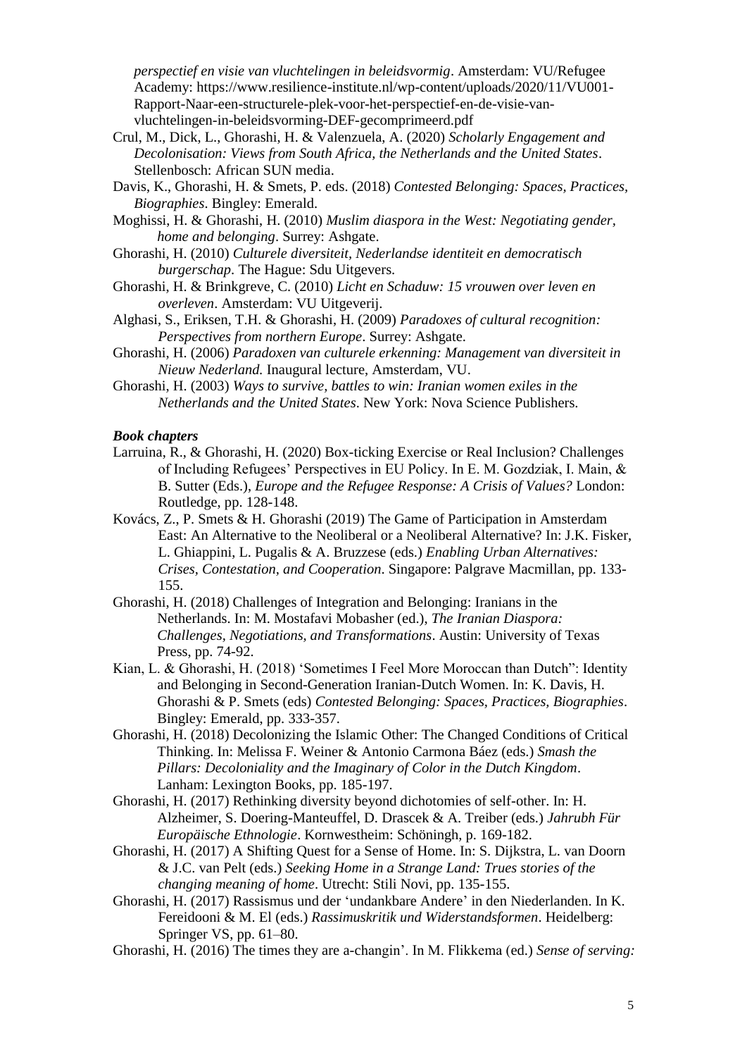*perspectief en visie van vluchtelingen in beleidsvormig*. Amsterdam: VU/Refugee Academy: https://www.resilience-institute.nl/wp-content/uploads/2020/11/VU001-Rapport-Naar-een-structurele-plek-voor-het-perspectief-en-de-visie-van-vluchtelingen-in-beleidsvorming-DEF-gecomprimeerd.pdf

Crul, M., Dick, L., Ghorashi, H. & Valenzuela, A. (2020) *Scholarly Engagement and Decolonisation: Views from South Africa, the Netherlands and the United States*. Stellenbosch: African SUN media.

Davis, K., Ghorashi, H. & Smets, P. eds. (2018) *Contested Belonging: Spaces, Practices, Biographies*. Bingley: Emerald.

Moghissi, H. & Ghorashi, H. (2010) *Muslim diaspora in the West: Negotiating gender, home and belonging*. Surrey: Ashgate.

Ghorashi, H. (2010) *Culturele diversiteit, Nederlandse identiteit en democratisch burgerschap*. The Hague: Sdu Uitgevers.

Ghorashi, H. & Brinkgreve, C. (2010) *Licht en Schaduw: 15 vrouwen over leven en overleven*. Amsterdam: VU Uitgeverij.

Alghasi, S., Eriksen, T.H. & Ghorashi, H. (2009) *Paradoxes of cultural recognition: Perspectives from northern Europe*. Surrey: Ashgate.

Ghorashi, H. (2006) *Paradoxen van culturele erkenning: Management van diversiteit in Nieuw Nederland.* Inaugural lecture, Amsterdam, VU.

Ghorashi, H. (2003) *Ways to survive, battles to win: Iranian women exiles in the Netherlands and the United States*. New York: Nova Science Publishers.

### *Book chapters*

Larruina, R., & Ghorashi, H. (2020) Box-ticking Exercise or Real Inclusion? Challenges of Including Refugees' Perspectives in EU Policy. In E. M. Gozdziak, I. Main, & B. Sutter (Eds.), *Europe and the Refugee Response: A Crisis of Values?* London: Routledge, pp. 128-148.

Kovács, Z., P. Smets & H. Ghorashi (2019) The Game of Participation in Amsterdam East: An Alternative to the Neoliberal or a Neoliberal Alternative? In: J.K. Fisker, L. Ghiappini, L. Pugalis & A. Bruzzese (eds.) *Enabling Urban Alternatives: Crises, Contestation, and Cooperation*. Singapore: Palgrave Macmillan, pp. 133-155.

Ghorashi, H. (2018) Challenges of Integration and Belonging: Iranians in the Netherlands. In: M. Mostafavi Mobasher (ed.), *The Iranian Diaspora: Challenges, Negotiations, and Transformations*. Austin: University of Texas Press, pp. 74-92.

Kian, L. & Ghorashi, H. (2018) 'Sometimes I Feel More Moroccan than Dutch": Identity and Belonging in Second-Generation Iranian-Dutch Women. In: K. Davis, H. Ghorashi & P. Smets (eds) *Contested Belonging: Spaces, Practices, Biographies*. Bingley: Emerald, pp. 333-357.

Ghorashi, H. (2018) Decolonizing the Islamic Other: The Changed Conditions of Critical Thinking. In: Melissa F. Weiner & Antonio Carmona Báez (eds.) *Smash the Pillars: Decoloniality and the Imaginary of Color in the Dutch Kingdom*. Lanham: Lexington Books, pp. 185-197.

Ghorashi, H. (2017) Rethinking diversity beyond dichotomies of self-other. In: H. Alzheimer, S. Doering-Manteuffel, D. Drascek & A. Treiber (eds.) *Jahrubh Für Europäische Ethnologie*. Kornwestheim: Schöningh, p. 169-182.

Ghorashi, H. (2017) A Shifting Quest for a Sense of Home. In: S. Dijkstra, L. van Doorn & J.C. van Pelt (eds.) *Seeking Home in a Strange Land: Trues stories of the changing meaning of home*. Utrecht: Stili Novi, pp. 135-155.

Ghorashi, H. (2017) Rassismus und der 'undankbare Andere' in den Niederlanden. In K. Fereidooni & M. El (eds.) *Rassimuskritik und Widerstandsformen*. Heidelberg: Springer VS, pp. 61–80.

Ghorashi, H. (2016) The times they are a-changin'. In M. Flikkema (ed.) *Sense of serving:*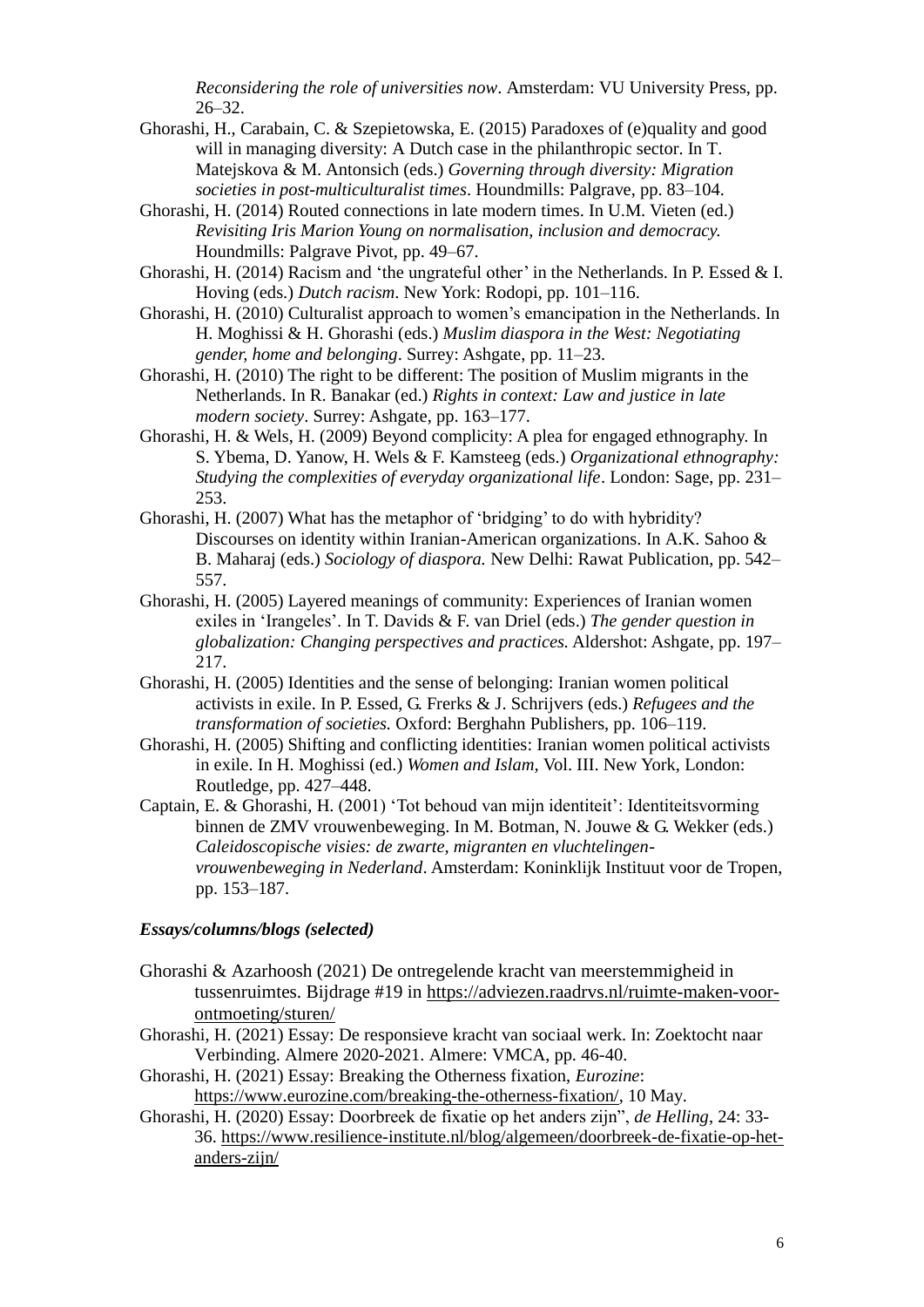*Reconsidering the role of universities now*. Amsterdam: VU University Press, pp. 26–32.

Ghorashi, H., Carabain, C. & Szepietowska, E. (2015) Paradoxes of (e)quality and good will in managing diversity: A Dutch case in the philanthropic sector. In T. Matejskova & M. Antonsich (eds.) *Governing through diversity: Migration societies in post-multiculturalist times*. Houndmills: Palgrave, pp. 83–104.

Ghorashi, H. (2014) Routed connections in late modern times. In U.M. Vieten (ed.) *Revisiting Iris Marion Young on normalisation, inclusion and democracy.* Houndmills: Palgrave Pivot, pp. 49–67.

Ghorashi, H. (2014) Racism and 'the ungrateful other' in the Netherlands. In P. Essed & I. Hoving (eds.) *Dutch racism*. New York: Rodopi, pp. 101–116.

Ghorashi, H. (2010) Culturalist approach to women's emancipation in the Netherlands. In H. Moghissi & H. Ghorashi (eds.) *Muslim diaspora in the West: Negotiating gender, home and belonging*. Surrey: Ashgate, pp. 11–23.

Ghorashi, H. (2010) The right to be different: The position of Muslim migrants in the Netherlands. In R. Banakar (ed.) *Rights in context: Law and justice in late modern society*. Surrey: Ashgate, pp. 163–177.

Ghorashi, H. & Wels, H. (2009) Beyond complicity: A plea for engaged ethnography. In S. Ybema, D. Yanow, H. Wels & F. Kamsteeg (eds.) *Organizational ethnography: Studying the complexities of everyday organizational life*. London: Sage, pp. 231–253.

Ghorashi, H. (2007) What has the metaphor of 'bridging' to do with hybridity? Discourses on identity within Iranian-American organizations. In A.K. Sahoo & B. Maharaj (eds.) *Sociology of diaspora.* New Delhi: Rawat Publication, pp. 542–557.

Ghorashi, H. (2005) Layered meanings of community: Experiences of Iranian women exiles in 'Irangeles'. In T. Davids & F. van Driel (eds.) *The gender question in globalization: Changing perspectives and practices.* Aldershot: Ashgate, pp. 197–217.

Ghorashi, H. (2005) Identities and the sense of belonging: Iranian women political activists in exile. In P. Essed, G. Frerks & J. Schrijvers (eds.) *Refugees and the transformation of societies.* Oxford: Berghahn Publishers, pp. 106–119.

Ghorashi, H. (2005) Shifting and conflicting identities: Iranian women political activists in exile. In H. Moghissi (ed.) *Women and Islam*, Vol. III. New York, London: Routledge, pp. 427–448.

Captain, E. & Ghorashi, H. (2001) 'Tot behoud van mijn identiteit': Identiteitsvorming binnen de ZMV vrouwenbeweging. In M. Botman, N. Jouwe & G. Wekker (eds.) *Caleidoscopische visies: de zwarte, migranten en vluchtelingen-vrouwenbeweging in Nederland*. Amsterdam: Koninklijk Instituut voor de Tropen, pp. 153–187.

***Essays/columns/blogs (selected)***

Ghorashi & Azarhoosh (2021) De ontregelende kracht van meerstemmigheid in tussenruimtes. Bijdrage #19 in https://adviezen.raadrvs.nl/ruimte-maken-voor-ontmoeting/sturen/

Ghorashi, H. (2021) Essay: De responsieve kracht van sociaal werk. In: Zoektocht naar Verbinding. Almere 2020-2021. Almere: VMCA, pp. 46-40.

Ghorashi, H. (2021) Essay: Breaking the Otherness fixation, *Eurozine*: https://www.eurozine.com/breaking-the-otherness-fixation/, 10 May.

Ghorashi, H. (2020) Essay: Doorbreek de fixatie op het anders zijn", *de Helling*, 24: 33-36. https://www.resilience-institute.nl/blog/algemeen/doorbreek-de-fixatie-op-het-anders-zijn/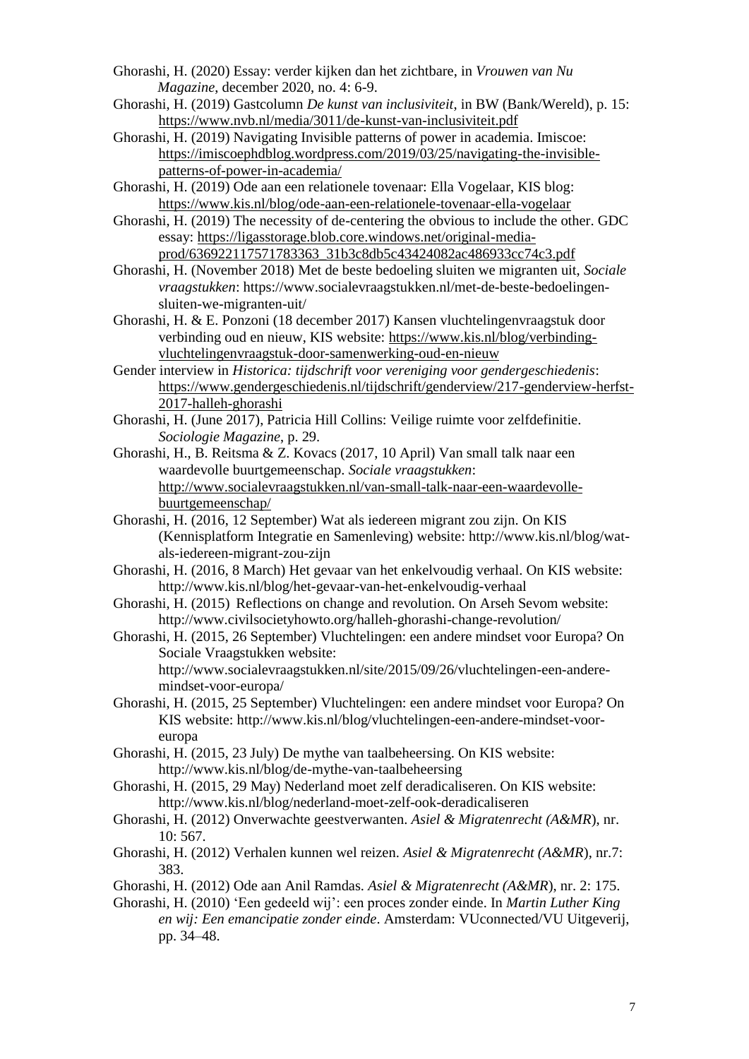Ghorashi, H. (2020) Essay: verder kijken dan het zichtbare, in *Vrouwen van Nu Magazine*, december 2020, no. 4: 6-9.

Ghorashi, H. (2019) Gastcolumn *De kunst van inclusiviteit*, in BW (Bank/Wereld), p. 15: https://www.nvb.nl/media/3011/de-kunst-van-inclusiviteit.pdf

Ghorashi, H. (2019) Navigating Invisible patterns of power in academia. Imiscoe: https://imiscoephdblog.wordpress.com/2019/03/25/navigating-the-invisible-patterns-of-power-in-academia/

Ghorashi, H. (2019) Ode aan een relationele tovenaar: Ella Vogelaar, KIS blog: https://www.kis.nl/blog/ode-aan-een-relationele-tovenaar-ella-vogelaar

Ghorashi, H. (2019) The necessity of de-centering the obvious to include the other. GDC essay: https://ligasstorage.blob.core.windows.net/original-media-prod/636922117571783363_31b3c8db5c43424082ac486933cc74c3.pdf

Ghorashi, H. (November 2018) Met de beste bedoeling sluiten we migranten uit, *Sociale vraagstukken*: https://www.socialevraagstukken.nl/met-de-beste-bedoelingen-sluiten-we-migranten-uit/

Ghorashi, H. & E. Ponzoni (18 december 2017) Kansen vluchtelingenvraagstuk door verbinding oud en nieuw, KIS website: https://www.kis.nl/blog/verbinding-vluchtelingenvraagstuk-door-samenwerking-oud-en-nieuw

Gender interview in *Historica: tijdschrift voor vereniging voor gendergeschiedenis*: https://www.gendergeschiedenis.nl/tijdschrift/genderview/217-genderview-herfst-2017-halleh-ghorashi

Ghorashi, H. (June 2017), Patricia Hill Collins: Veilige ruimte voor zelfdefinitie. *Sociologie Magazine*, p. 29.

Ghorashi, H., B. Reitsma & Z. Kovacs (2017, 10 April) Van small talk naar een waardevolle buurtgemeenschap. *Sociale vraagstukken*: http://www.socialevraagstukken.nl/van-small-talk-naar-een-waardevolle-buurtgemeenschap/

Ghorashi, H. (2016, 12 September) Wat als iedereen migrant zou zijn. On KIS (Kennisplatform Integratie en Samenleving) website: http://www.kis.nl/blog/wat-als-iedereen-migrant-zou-zijn

Ghorashi, H. (2016, 8 March) Het gevaar van het enkelvoudig verhaal. On KIS website: http://www.kis.nl/blog/het-gevaar-van-het-enkelvoudig-verhaal

Ghorashi, H. (2015) Reflections on change and revolution. On Arseh Sevom website: http://www.civilsocietyhowto.org/halleh-ghorashi-change-revolution/

Ghorashi, H. (2015, 26 September) Vluchtelingen: een andere mindset voor Europa? On Sociale Vraagstukken website: http://www.socialevraagstukken.nl/site/2015/09/26/vluchtelingen-een-andere-mindset-voor-europa/

Ghorashi, H. (2015, 25 September) Vluchtelingen: een andere mindset voor Europa? On KIS website: http://www.kis.nl/blog/vluchtelingen-een-andere-mindset-voor-europa

Ghorashi, H. (2015, 23 July) De mythe van taalbeheersing. On KIS website: http://www.kis.nl/blog/de-mythe-van-taalbeheersing

Ghorashi, H. (2015, 29 May) Nederland moet zelf deradicaliseren. On KIS website: http://www.kis.nl/blog/nederland-moet-zelf-ook-deradicaliseren

Ghorashi, H. (2012) Onverwachte geestverwanten. *Asiel & Migratenrecht (A&MR*), nr. 10: 567.

Ghorashi, H. (2012) Verhalen kunnen wel reizen. *Asiel & Migratenrecht (A&MR*), nr.7: 383.

Ghorashi, H. (2012) Ode aan Anil Ramdas. *Asiel & Migratenrecht (A&MR*), nr. 2: 175.

Ghorashi, H. (2010) 'Een gedeeld wij': een proces zonder einde. In *Martin Luther King en wij: Een emancipatie zonder einde*. Amsterdam: VUconnected/VU Uitgeverij, pp. 34–48.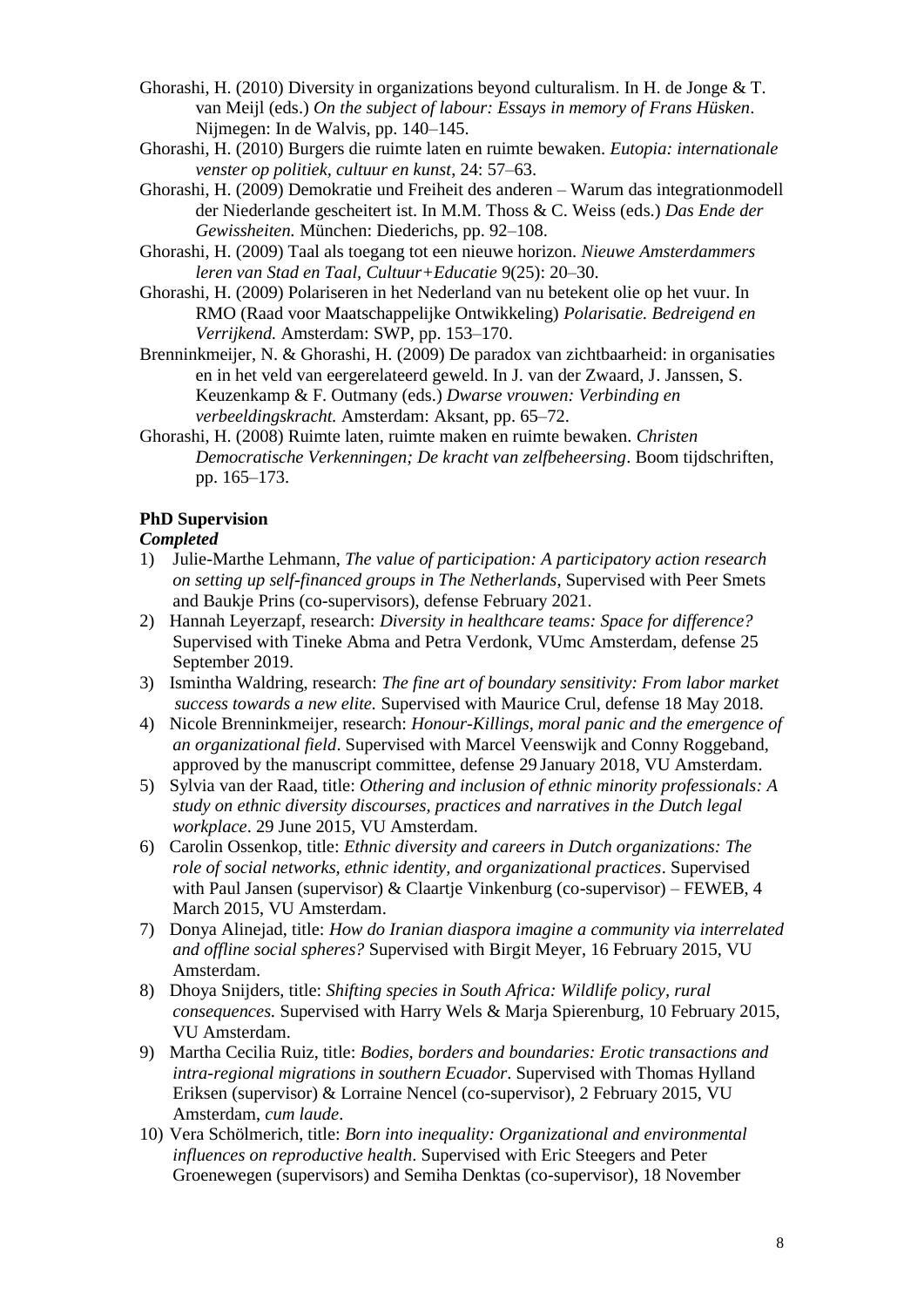Ghorashi, H. (2010) Diversity in organizations beyond culturalism. In H. de Jonge & T. van Meijl (eds.) *On the subject of labour: Essays in memory of Frans Hüsken*. Nijmegen: In de Walvis, pp. 140–145.

Ghorashi, H. (2010) Burgers die ruimte laten en ruimte bewaken. *Eutopia: internationale venster op politiek, cultuur en kunst*, 24: 57–63.

Ghorashi, H. (2009) Demokratie und Freiheit des anderen – Warum das integrationmodell der Niederlande gescheitert ist. In M.M. Thoss & C. Weiss (eds.) *Das Ende der Gewissheiten.* München: Diederichs, pp. 92–108.

Ghorashi, H. (2009) Taal als toegang tot een nieuwe horizon. *Nieuwe Amsterdammers leren van Stad en Taal, Cultuur+Educatie* 9(25): 20–30.

Ghorashi, H. (2009) Polariseren in het Nederland van nu betekent olie op het vuur. In RMO (Raad voor Maatschappelijke Ontwikkeling) *Polarisatie. Bedreigend en Verrijkend.* Amsterdam: SWP, pp. 153–170.

Brenninkmeijer, N. & Ghorashi, H. (2009) De paradox van zichtbaarheid: in organisaties en in het veld van eergerelateerd geweld. In J. van der Zwaard, J. Janssen, S. Keuzenkamp & F. Outmany (eds.) *Dwarse vrouwen: Verbinding en verbeeldingskracht.* Amsterdam: Aksant, pp. 65–72.

Ghorashi, H. (2008) Ruimte laten, ruimte maken en ruimte bewaken. *Christen Democratische Verkenningen; De kracht van zelfbeheersing*. Boom tijdschriften, pp. 165–173.

**PhD Supervision**

***Completed***

1) Julie-Marthe Lehmann, *The value of participation: A participatory action research on setting up self-financed groups in The Netherlands*, Supervised with Peer Smets and Baukje Prins (co-supervisors), defense February 2021.
2) Hannah Leyerzapf, research: *Diversity in healthcare teams: Space for difference?* Supervised with Tineke Abma and Petra Verdonk, VUmc Amsterdam, defense 25 September 2019.
3) Ismintha Waldring, research: *The fine art of boundary sensitivity: From labor market success towards a new elite.* Supervised with Maurice Crul, defense 18 May 2018.
4) Nicole Brenninkmeijer, research: *Honour-Killings, moral panic and the emergence of an organizational field*. Supervised with Marcel Veenswijk and Conny Roggeband, approved by the manuscript committee, defense 29 January 2018, VU Amsterdam.
5) Sylvia van der Raad, title: *Othering and inclusion of ethnic minority professionals: A study on ethnic diversity discourses, practices and narratives in the Dutch legal workplace*. 29 June 2015, VU Amsterdam.
6) Carolin Ossenkop, title: *Ethnic diversity and careers in Dutch organizations: The role of social networks, ethnic identity, and organizational practices*. Supervised with Paul Jansen (supervisor) & Claartje Vinkenburg (co-supervisor) – FEWEB, 4 March 2015, VU Amsterdam.
7) Donya Alinejad, title: *How do Iranian diaspora imagine a community via interrelated and offline social spheres?* Supervised with Birgit Meyer, 16 February 2015, VU Amsterdam.
8) Dhoya Snijders, title: *Shifting species in South Africa: Wildlife policy, rural consequences.* Supervised with Harry Wels & Marja Spierenburg, 10 February 2015, VU Amsterdam.
9) Martha Cecilia Ruiz, title: *Bodies, borders and boundaries: Erotic transactions and intra-regional migrations in southern Ecuador*. Supervised with Thomas Hylland Eriksen (supervisor) & Lorraine Nencel (co-supervisor), 2 February 2015, VU Amsterdam, *cum laude*.
10) Vera Schölmerich, title: *Born into inequality: Organizational and environmental influences on reproductive health.* Supervised with Eric Steegers and Peter Groenewegen (supervisors) and Semiha Denktas (co-supervisor), 18 November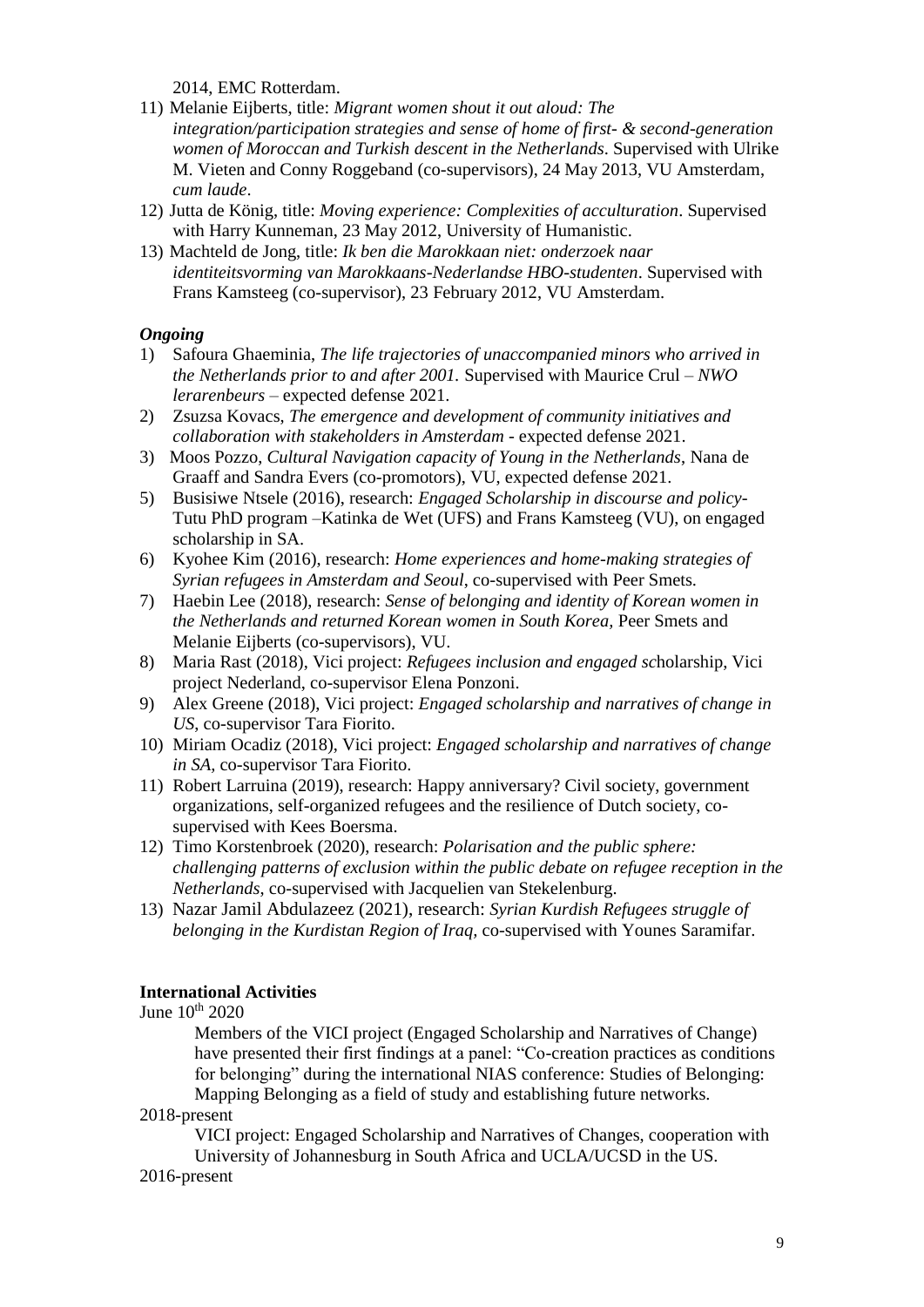2014, EMC Rotterdam.

11) Melanie Eijberts, title: *Migrant women shout it out aloud: The integration/participation strategies and sense of home of first- & second-generation women of Moroccan and Turkish descent in the Netherlands*. Supervised with Ulrike M. Vieten and Conny Roggeband (co-supervisors), 24 May 2013, VU Amsterdam, *cum laude*.
12) Jutta de König, title: *Moving experience: Complexities of acculturation*. Supervised with Harry Kunneman, 23 May 2012, University of Humanistic.
13) Machteld de Jong, title: *Ik ben die Marokkaan niet: onderzoek naar identiteitsvorming van Marokkaans-Nederlandse HBO-studenten*. Supervised with Frans Kamsteeg (co-supervisor), 23 February 2012, VU Amsterdam.

### *Ongoing*

1) Safoura Ghaeminia, *The life trajectories of unaccompanied minors who arrived in the Netherlands prior to and after 2001.* Supervised with Maurice Crul – *NWO lerarenbeurs* – expected defense 2021.
2) Zsuzsa Kovacs, *The emergence and development of community initiatives and collaboration with stakeholders in Amsterdam* - expected defense 2021.
3) Moos Pozzo, *Cultural Navigation capacity of Young in the Netherlands*, Nana de Graaff and Sandra Evers (co-promotors), VU, expected defense 2021.
5) Busisiwe Ntsele (2016), research: *Engaged Scholarship in discourse and policy*- Tutu PhD program –Katinka de Wet (UFS) and Frans Kamsteeg (VU), on engaged scholarship in SA.
6) Kyohee Kim (2016), research: *Home experiences and home-making strategies of Syrian refugees in Amsterdam and Seoul*, co-supervised with Peer Smets.
7) Haebin Lee (2018), research: *Sense of belonging and identity of Korean women in the Netherlands and returned Korean women in South Korea*, Peer Smets and Melanie Eijberts (co-supervisors), VU.
8) Maria Rast (2018), Vici project: *Refugees inclusion and engaged sc*holarship, Vici project Nederland, co-supervisor Elena Ponzoni.
9) Alex Greene (2018), Vici project: *Engaged scholarship and narratives of change in US*, co-supervisor Tara Fiorito.
10) Miriam Ocadiz (2018), Vici project: *Engaged scholarship and narratives of change in SA*, co-supervisor Tara Fiorito.
11) Robert Larruina (2019), research: Happy anniversary? Civil society, government organizations, self-organized refugees and the resilience of Dutch society, co-supervised with Kees Boersma.
12) Timo Korstenbroek (2020), research: *Polarisation and the public sphere: challenging patterns of exclusion within the public debate on refugee reception in the Netherlands*, co-supervised with Jacquelien van Stekelenburg.
13) Nazar Jamil Abdulazeez (2021), research: *Syrian Kurdish Refugees struggle of belonging in the Kurdistan Region of Iraq*, co-supervised with Younes Saramifar.

## International Activities

June 10th 2020

Members of the VICI project (Engaged Scholarship and Narratives of Change) have presented their first findings at a panel: "Co-creation practices as conditions for belonging" during the international NIAS conference: Studies of Belonging: Mapping Belonging as a field of study and establishing future networks.

2018-present

VICI project: Engaged Scholarship and Narratives of Changes, cooperation with University of Johannesburg in South Africa and UCLA/UCSD in the US.

2016-present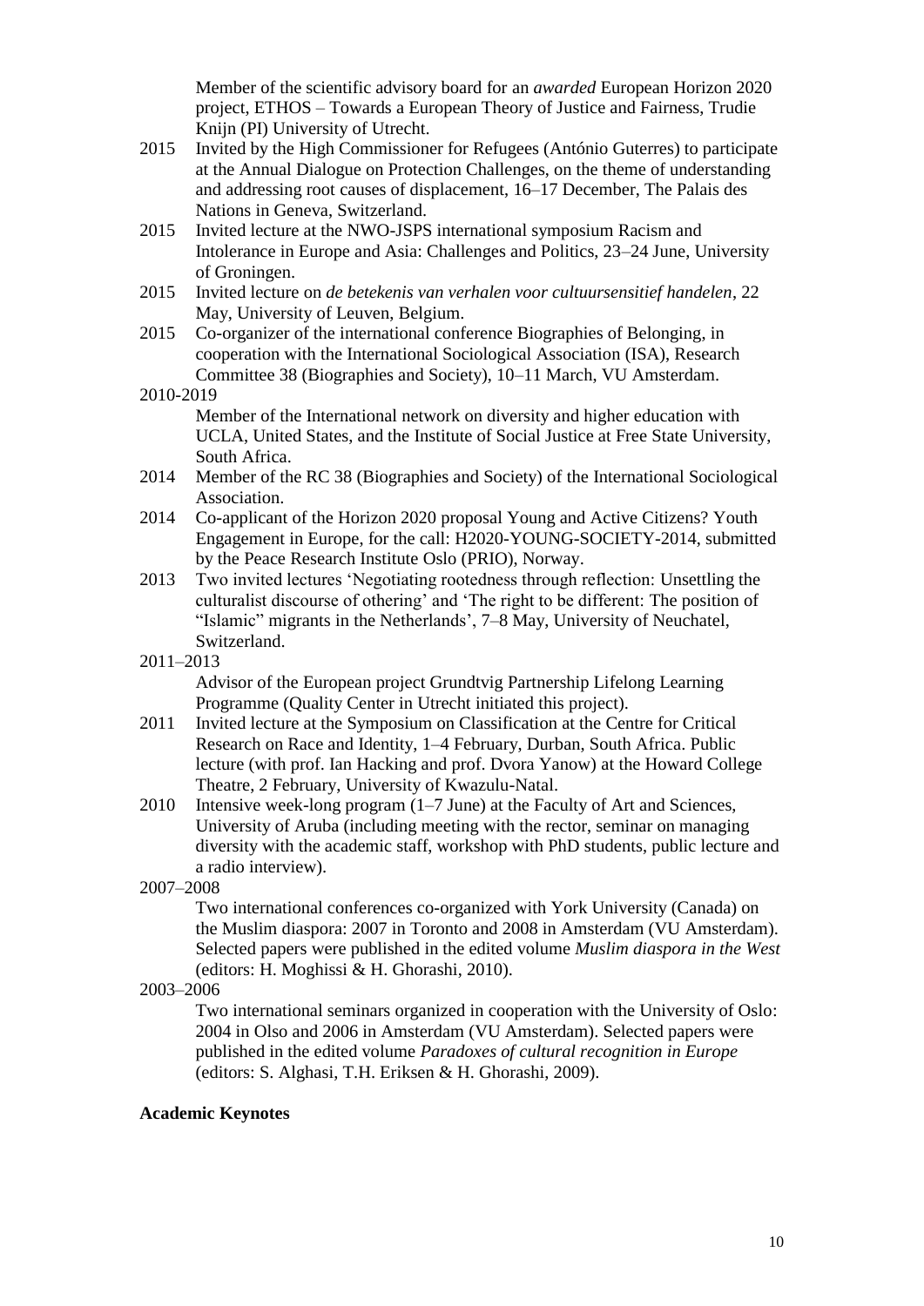Member of the scientific advisory board for an *awarded* European Horizon 2020 project, ETHOS – Towards a European Theory of Justice and Fairness, Trudie Knijn (PI) University of Utrecht.

2015 Invited by the High Commissioner for Refugees (António Guterres) to participate at the Annual Dialogue on Protection Challenges, on the theme of understanding and addressing root causes of displacement, 16–17 December, The Palais des Nations in Geneva, Switzerland.

2015 Invited lecture at the NWO-JSPS international symposium Racism and Intolerance in Europe and Asia: Challenges and Politics, 23–24 June, University of Groningen.

2015 Invited lecture on *de betekenis van verhalen voor cultuursensitief handelen*, 22 May, University of Leuven, Belgium.

2015 Co-organizer of the international conference Biographies of Belonging, in cooperation with the International Sociological Association (ISA), Research Committee 38 (Biographies and Society), 10–11 March, VU Amsterdam.

2010-2019
Member of the International network on diversity and higher education with UCLA, United States, and the Institute of Social Justice at Free State University, South Africa.

2014 Member of the RC 38 (Biographies and Society) of the International Sociological Association.

2014 Co-applicant of the Horizon 2020 proposal Young and Active Citizens? Youth Engagement in Europe, for the call: H2020-YOUNG-SOCIETY-2014, submitted by the Peace Research Institute Oslo (PRIO), Norway.

2013 Two invited lectures 'Negotiating rootedness through reflection: Unsettling the culturalist discourse of othering' and 'The right to be different: The position of "Islamic" migrants in the Netherlands', 7–8 May, University of Neuchatel, Switzerland.

2011–2013
Advisor of the European project Grundtvig Partnership Lifelong Learning Programme (Quality Center in Utrecht initiated this project).

2011 Invited lecture at the Symposium on Classification at the Centre for Critical Research on Race and Identity, 1–4 February, Durban, South Africa. Public lecture (with prof. Ian Hacking and prof. Dvora Yanow) at the Howard College Theatre, 2 February, University of Kwazulu-Natal.

2010 Intensive week-long program (1–7 June) at the Faculty of Art and Sciences, University of Aruba (including meeting with the rector, seminar on managing diversity with the academic staff, workshop with PhD students, public lecture and a radio interview).

2007–2008
Two international conferences co-organized with York University (Canada) on the Muslim diaspora: 2007 in Toronto and 2008 in Amsterdam (VU Amsterdam). Selected papers were published in the edited volume *Muslim diaspora in the West* (editors: H. Moghissi & H. Ghorashi, 2010).

2003–2006
Two international seminars organized in cooperation with the University of Oslo: 2004 in Olso and 2006 in Amsterdam (VU Amsterdam). Selected papers were published in the edited volume *Paradoxes of cultural recognition in Europe* (editors: S. Alghasi, T.H. Eriksen & H. Ghorashi, 2009).

**Academic Keynotes**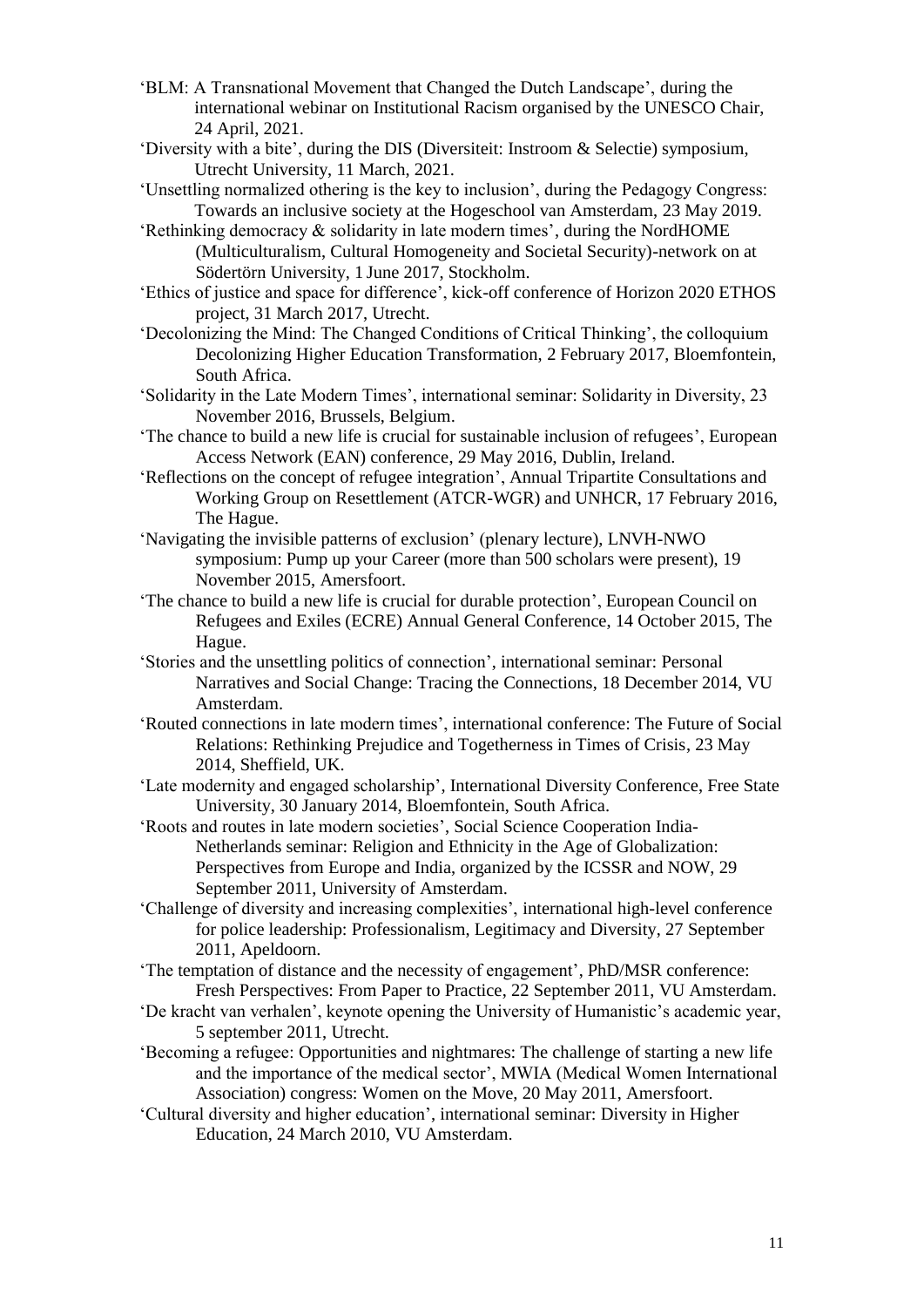'BLM: A Transnational Movement that Changed the Dutch Landscape', during the international webinar on Institutional Racism organised by the UNESCO Chair, 24 April, 2021.

'Diversity with a bite', during the DIS (Diversiteit: Instroom & Selectie) symposium, Utrecht University, 11 March, 2021.

'Unsettling normalized othering is the key to inclusion', during the Pedagogy Congress: Towards an inclusive society at the Hogeschool van Amsterdam, 23 May 2019.

'Rethinking democracy & solidarity in late modern times', during the NordHOME (Multiculturalism, Cultural Homogeneity and Societal Security)-network on at Södertörn University, 1 June 2017, Stockholm.

'Ethics of justice and space for difference', kick-off conference of Horizon 2020 ETHOS project, 31 March 2017, Utrecht.

'Decolonizing the Mind: The Changed Conditions of Critical Thinking', the colloquium Decolonizing Higher Education Transformation, 2 February 2017, Bloemfontein, South Africa.

'Solidarity in the Late Modern Times', international seminar: Solidarity in Diversity, 23 November 2016, Brussels, Belgium.

'The chance to build a new life is crucial for sustainable inclusion of refugees', European Access Network (EAN) conference, 29 May 2016, Dublin, Ireland.

'Reflections on the concept of refugee integration', Annual Tripartite Consultations and Working Group on Resettlement (ATCR-WGR) and UNHCR, 17 February 2016, The Hague.

'Navigating the invisible patterns of exclusion' (plenary lecture), LNVH-NWO symposium: Pump up your Career (more than 500 scholars were present), 19 November 2015, Amersfoort.

'The chance to build a new life is crucial for durable protection', European Council on Refugees and Exiles (ECRE) Annual General Conference, 14 October 2015, The Hague.

'Stories and the unsettling politics of connection', international seminar: Personal Narratives and Social Change: Tracing the Connections, 18 December 2014, VU Amsterdam.

'Routed connections in late modern times', international conference: The Future of Social Relations: Rethinking Prejudice and Togetherness in Times of Crisis, 23 May 2014, Sheffield, UK.

'Late modernity and engaged scholarship', International Diversity Conference, Free State University, 30 January 2014, Bloemfontein, South Africa.

'Roots and routes in late modern societies', Social Science Cooperation India-Netherlands seminar: Religion and Ethnicity in the Age of Globalization: Perspectives from Europe and India, organized by the ICSSR and NOW, 29 September 2011, University of Amsterdam.

'Challenge of diversity and increasing complexities', international high-level conference for police leadership: Professionalism, Legitimacy and Diversity, 27 September 2011, Apeldoorn.

'The temptation of distance and the necessity of engagement', PhD/MSR conference: Fresh Perspectives: From Paper to Practice, 22 September 2011, VU Amsterdam.

'De kracht van verhalen', keynote opening the University of Humanistic's academic year, 5 september 2011, Utrecht.

'Becoming a refugee: Opportunities and nightmares: The challenge of starting a new life and the importance of the medical sector', MWIA (Medical Women International Association) congress: Women on the Move, 20 May 2011, Amersfoort.

'Cultural diversity and higher education', international seminar: Diversity in Higher Education, 24 March 2010, VU Amsterdam.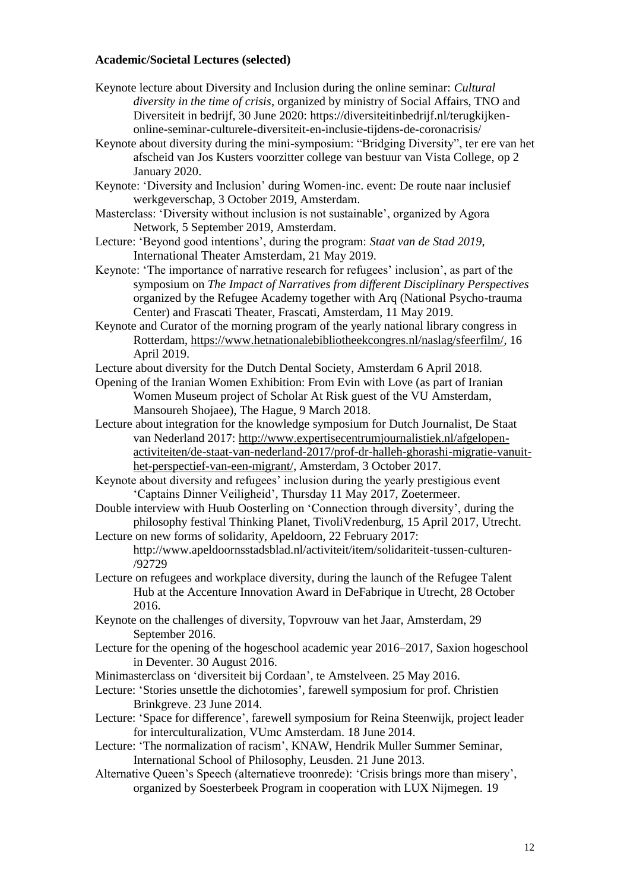**Academic/Societal Lectures (selected)**

Keynote lecture about Diversity and Inclusion during the online seminar: *Cultural diversity in the time of crisis*, organized by ministry of Social Affairs, TNO and Diversiteit in bedrijf, 30 June 2020: https://diversiteitinbedrijf.nl/terugkijken-online-seminar-culturele-diversiteit-en-inclusie-tijdens-de-coronacrisis/

Keynote about diversity during the mini-symposium: “Bridging Diversity”, ter ere van het afscheid van Jos Kusters voorzitter college van bestuur van Vista College, op 2 January 2020.

Keynote: ‘Diversity and Inclusion’ during Women-inc. event: De route naar inclusief werkgeverschap, 3 October 2019, Amsterdam.

Masterclass: ‘Diversity without inclusion is not sustainable’, organized by Agora Network, 5 September 2019, Amsterdam.

Lecture: ‘Beyond good intentions’, during the program: *Staat van de Stad 2019*, International Theater Amsterdam, 21 May 2019.

Keynote: ‘The importance of narrative research for refugees’ inclusion’, as part of the symposium on *The Impact of Narratives from different Disciplinary Perspectives* organized by the Refugee Academy together with Arq (National Psycho-trauma Center) and Frascati Theater, Frascati, Amsterdam, 11 May 2019.

Keynote and Curator of the morning program of the yearly national library congress in Rotterdam, https://www.hetnationalebibliotheekcongres.nl/naslag/sfeerfilm/, 16 April 2019.

Lecture about diversity for the Dutch Dental Society, Amsterdam 6 April 2018.

Opening of the Iranian Women Exhibition: From Evin with Love (as part of Iranian Women Museum project of Scholar At Risk guest of the VU Amsterdam, Mansoureh Shojaee), The Hague, 9 March 2018.

Lecture about integration for the knowledge symposium for Dutch Journalist, De Staat van Nederland 2017: http://www.expertisecentrumjournalistiek.nl/afgelopen-activiteiten/de-staat-van-nederland-2017/prof-dr-halleh-ghorashi-migratie-vanuit-het-perspectief-van-een-migrant/, Amsterdam, 3 October 2017.

Keynote about diversity and refugees’ inclusion during the yearly prestigious event ‘Captains Dinner Veiligheid’, Thursday 11 May 2017, Zoetermeer.

Double interview with Huub Oosterling on ‘Connection through diversity’, during the philosophy festival Thinking Planet, TivoliVredenburg, 15 April 2017, Utrecht.

Lecture on new forms of solidarity, Apeldoorn, 22 February 2017: http://www.apeldoornsstadsblad.nl/activiteit/item/solidariteit-tussen-culturen-/92729

Lecture on refugees and workplace diversity, during the launch of the Refugee Talent Hub at the Accenture Innovation Award in DeFabrique in Utrecht, 28 October 2016.

Keynote on the challenges of diversity, Topvrouw van het Jaar, Amsterdam, 29 September 2016.

Lecture for the opening of the hogeschool academic year 2016–2017, Saxion hogeschool in Deventer. 30 August 2016.

Minimasterclass on ‘diversiteit bij Cordaan’, te Amstelveen. 25 May 2016.

Lecture: ‘Stories unsettle the dichotomies’, farewell symposium for prof. Christien Brinkgreve. 23 June 2014.

Lecture: ‘Space for difference’, farewell symposium for Reina Steenwijk, project leader for interculturalization, VUmc Amsterdam. 18 June 2014.

Lecture: ‘The normalization of racism’, KNAW, Hendrik Muller Summer Seminar, International School of Philosophy, Leusden. 21 June 2013.

Alternative Queen’s Speech (alternatieve troonrede): ‘Crisis brings more than misery’, organized by Soesterbeek Program in cooperation with LUX Nijmegen. 19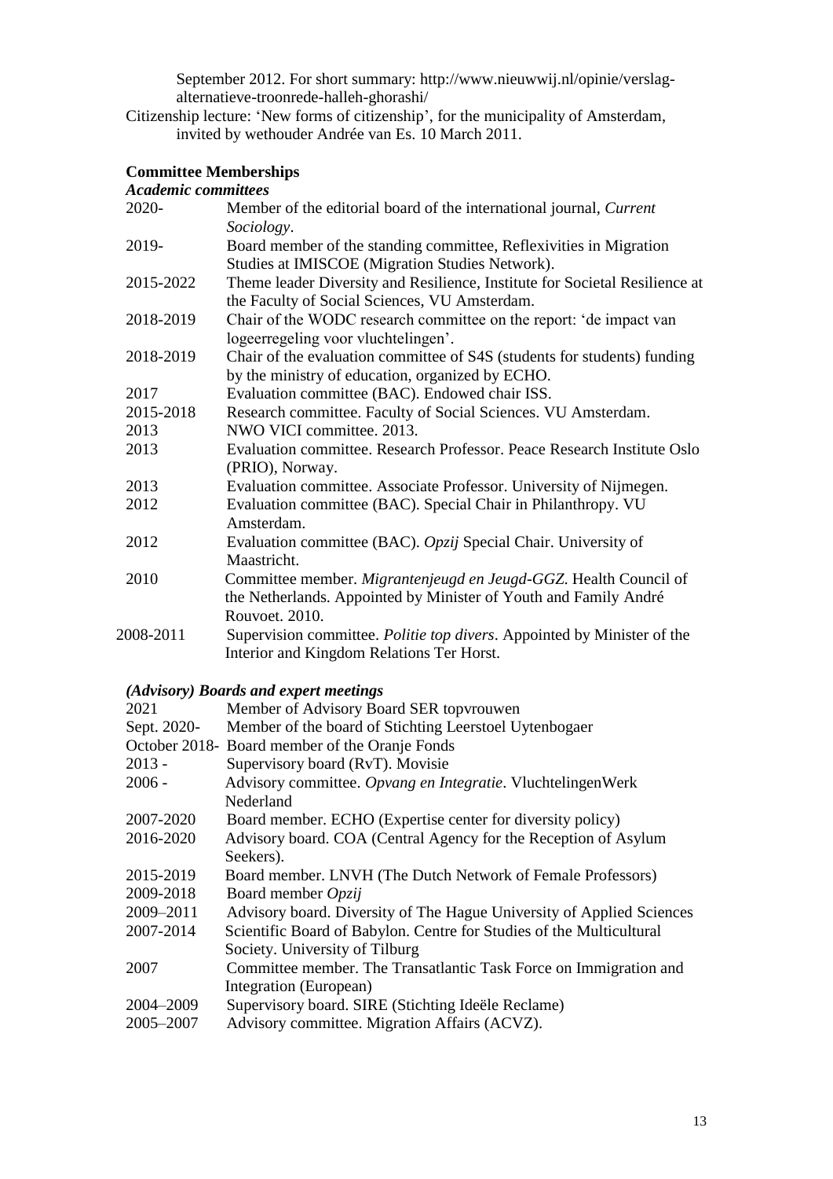September 2012. For short summary: http://www.nieuwwij.nl/opinie/verslag-alternatieve-troonrede-halleh-ghorashi/

Citizenship lecture: 'New forms of citizenship', for the municipality of Amsterdam, invited by wethouder Andrée van Es. 10 March 2011.

### Committee Memberships

#### *Academic committees*

| | |
|---|---|
| 2020- | Member of the editorial board of the international journal, *Current Sociology*. |
| 2019- | Board member of the standing committee, Reflexivities in Migration Studies at IMISCOE (Migration Studies Network). |
| 2015-2022 | Theme leader Diversity and Resilience, Institute for Societal Resilience at the Faculty of Social Sciences, VU Amsterdam. |
| 2018-2019 | Chair of the WODC research committee on the report: 'de impact van logeerregeling voor vluchtelingen'. |
| 2018-2019 | Chair of the evaluation committee of S4S (students for students) funding by the ministry of education, organized by ECHO. |
| 2017 | Evaluation committee (BAC). Endowed chair ISS. |
| 2015-2018 | Research committee. Faculty of Social Sciences. VU Amsterdam. |
| 2013 | NWO VICI committee. 2013. |
| 2013 | Evaluation committee. Research Professor. Peace Research Institute Oslo (PRIO), Norway. |
| 2013 | Evaluation committee. Associate Professor. University of Nijmegen. |
| 2012 | Evaluation committee (BAC). Special Chair in Philanthropy. VU Amsterdam. |
| 2012 | Evaluation committee (BAC). *Opzij* Special Chair. University of Maastricht. |
| 2010 | Committee member. *Migrantenjeugd en Jeugd-GGZ*. Health Council of the Netherlands. Appointed by Minister of Youth and Family André Rouvoet. 2010. |
| 2008-2011 | Supervision committee. *Politie top divers*. Appointed by Minister of the Interior and Kingdom Relations Ter Horst. |

#### *(Advisory) Boards and expert meetings*

| | |
|---|---|
| 2021 | Member of Advisory Board SER topvrouwen |
| Sept. 2020- | Member of the board of Stichting Leerstoel Uytenbogaer |
| October 2018- | Board member of the Oranje Fonds |
| 2013 - | Supervisory board (RvT). Movisie |
| 2006 - | Advisory committee. *Opvang en Integratie*. VluchtelingenWerk Nederland |
| 2007-2020 | Board member. ECHO (Expertise center for diversity policy) |
| 2016-2020 | Advisory board. COA (Central Agency for the Reception of Asylum Seekers). |
| 2015-2019 | Board member. LNVH (The Dutch Network of Female Professors) |
| 2009-2018 | Board member *Opzij* |
| 2009–2011 | Advisory board. Diversity of The Hague University of Applied Sciences |
| 2007-2014 | Scientific Board of Babylon. Centre for Studies of the Multicultural Society. University of Tilburg |
| 2007 | Committee member. The Transatlantic Task Force on Immigration and Integration (European) |
| 2004–2009 | Supervisory board. SIRE (Stichting Ideële Reclame) |
| 2005–2007 | Advisory committee. Migration Affairs (ACVZ). |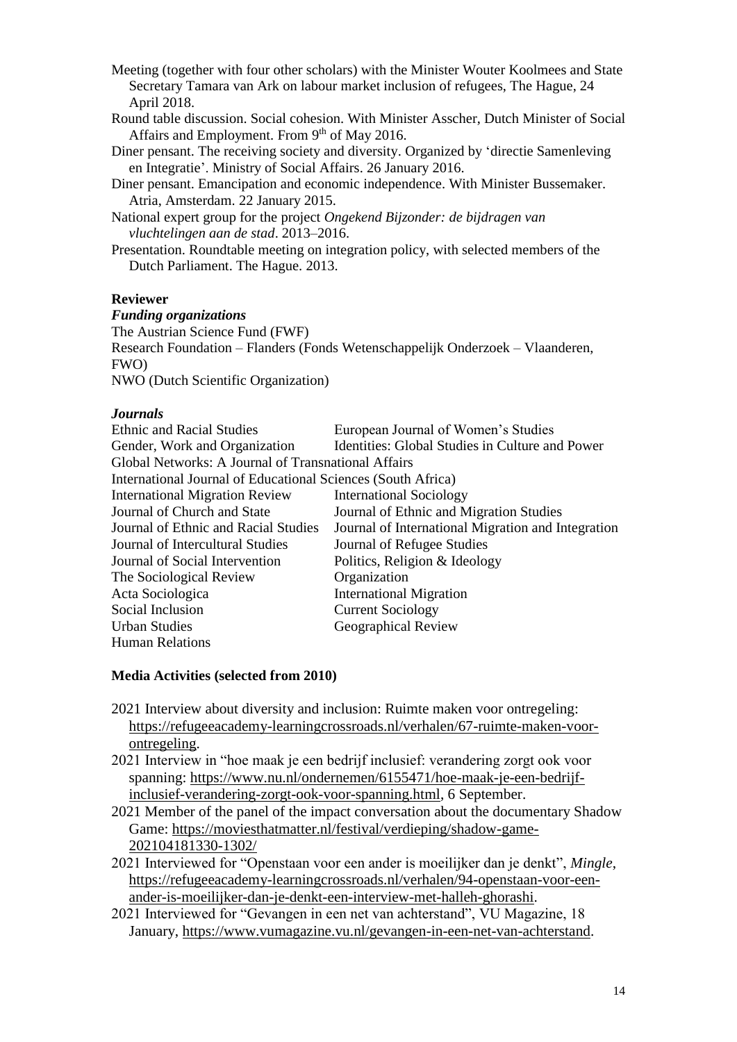Meeting (together with four other scholars) with the Minister Wouter Koolmees and State Secretary Tamara van Ark on labour market inclusion of refugees, The Hague, 24 April 2018.

Round table discussion. Social cohesion. With Minister Asscher, Dutch Minister of Social Affairs and Employment. From 9th of May 2016.

Diner pensant. The receiving society and diversity. Organized by 'directie Samenleving en Integratie'. Ministry of Social Affairs. 26 January 2016.

Diner pensant. Emancipation and economic independence. With Minister Bussemaker. Atria, Amsterdam. 22 January 2015.

National expert group for the project *Ongekend Bijzonder: de bijdragen van vluchtelingen aan de stad*. 2013–2016.

Presentation. Roundtable meeting on integration policy, with selected members of the Dutch Parliament. The Hague. 2013.

**Reviewer**

***Funding organizations***

The Austrian Science Fund (FWF)
Research Foundation – Flanders (Fonds Wetenschappelijk Onderzoek – Vlaanderen, FWO)
NWO (Dutch Scientific Organization)

***Journals***

Ethnic and Racial Studies
European Journal of Women's Studies
Gender, Work and Organization
Identities: Global Studies in Culture and Power
Global Networks: A Journal of Transnational Affairs
International Journal of Educational Sciences (South Africa)
International Migration Review
International Sociology
Journal of Church and State
Journal of Ethnic and Migration Studies
Journal of Ethnic and Racial Studies
Journal of International Migration and Integration
Journal of Intercultural Studies
Journal of Refugee Studies
Journal of Social Intervention
Politics, Religion & Ideology
The Sociological Review
Organization
Acta Sociologica
International Migration
Social Inclusion
Current Sociology
Urban Studies
Geographical Review
Human Relations

**Media Activities (selected from 2010)**

2021 Interview about diversity and inclusion: Ruimte maken voor ontregeling: https://refugeeacademy-learningcrossroads.nl/verhalen/67-ruimte-maken-voor-ontregeling.

2021 Interview in "hoe maak je een bedrijf inclusief: verandering zorgt ook voor spanning: https://www.nu.nl/ondernemen/6155471/hoe-maak-je-een-bedrijf-inclusief-verandering-zorgt-ook-voor-spanning.html, 6 September.

2021 Member of the panel of the impact conversation about the documentary Shadow Game: https://moviesthatmatter.nl/festival/verdieping/shadow-game-202104181330-1302/

2021 Interviewed for "Openstaan voor een ander is moeilijker dan je denkt", *Mingle*, https://refugeeacademy-learningcrossroads.nl/verhalen/94-openstaan-voor-een-ander-is-moeilijker-dan-je-denkt-een-interview-met-halleh-ghorashi.

2021 Interviewed for "Gevangen in een net van achterstand", VU Magazine, 18 January, https://www.vumagazine.vu.nl/gevangen-in-een-net-van-achterstand.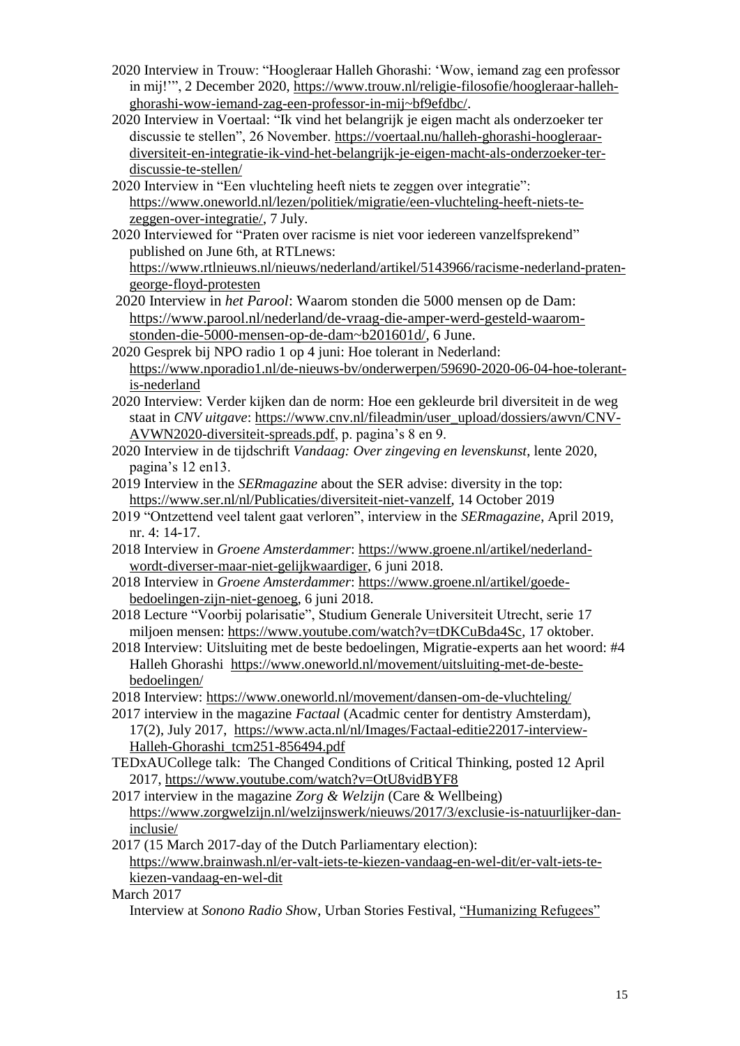2020 Interview in Trouw: "Hoogleraar Halleh Ghorashi: 'Wow, iemand zag een professor in mij!'", 2 December 2020, https://www.trouw.nl/religie-filosofie/hoogleraar-halleh-ghorashi-wow-iemand-zag-een-professor-in-mij~bf9efdbc/.

2020 Interview in Voertaal: "Ik vind het belangrijk je eigen macht als onderzoeker ter discussie te stellen", 26 November. https://voertaal.nu/halleh-ghorashi-hoogleraar-diversiteit-en-integratie-ik-vind-het-belangrijk-je-eigen-macht-als-onderzoeker-ter-discussie-te-stellen/

2020 Interview in "Een vluchteling heeft niets te zeggen over integratie": https://www.oneworld.nl/lezen/politiek/migratie/een-vluchteling-heeft-niets-te-zeggen-over-integratie/, 7 July.

2020 Interviewed for "Praten over racisme is niet voor iedereen vanzelfsprekend" published on June 6th, at RTLnews: https://www.rtlnieuws.nl/nieuws/nederland/artikel/5143966/racisme-nederland-praten-george-floyd-protesten

2020 Interview in *het Parool*: Waarom stonden die 5000 mensen op de Dam: https://www.parool.nl/nederland/de-vraag-die-amper-werd-gesteld-waarom-stonden-die-5000-mensen-op-de-dam~b201601d/, 6 June.

2020 Gesprek bij NPO radio 1 op 4 juni: Hoe tolerant in Nederland: https://www.nporadio1.nl/de-nieuws-bv/onderwerpen/59690-2020-06-04-hoe-tolerant-is-nederland

2020 Interview: Verder kijken dan de norm: Hoe een gekleurde bril diversiteit in de weg staat in *CNV uitgave*: https://www.cnv.nl/fileadmin/user_upload/dossiers/awvn/CNV-AVWN2020-diversiteit-spreads.pdf, p. pagina's 8 en 9.

2020 Interview in de tijdschrift *Vandaag: Over zingeving en levenskunst*, lente 2020, pagina's 12 en13.

2019 Interview in the *SERmagazine* about the SER advise: diversity in the top: https://www.ser.nl/nl/Publicaties/diversiteit-niet-vanzelf, 14 October 2019

2019 "Ontzettend veel talent gaat verloren", interview in the *SERmagazine*, April 2019, nr. 4: 14-17.

2018 Interview in *Groene Amsterdammer*: https://www.groene.nl/artikel/nederland-wordt-diverser-maar-niet-gelijkwaardiger, 6 juni 2018.

2018 Interview in *Groene Amsterdammer*: https://www.groene.nl/artikel/goede-bedoelingen-zijn-niet-genoeg, 6 juni 2018.

2018 Lecture "Voorbij polarisatie", Studium Generale Universiteit Utrecht, serie 17 miljoen mensen: https://www.youtube.com/watch?v=tDKCuBda4Sc, 17 oktober.

2018 Interview: Uitsluiting met de beste bedoelingen, Migratie-experts aan het woord: #4 Halleh Ghorashi https://www.oneworld.nl/movement/uitsluiting-met-de-beste-bedoelingen/

2018 Interview: https://www.oneworld.nl/movement/dansen-om-de-vluchteling/

2017 interview in the magazine *Factaal* (Acadmic center for dentistry Amsterdam), 17(2), July 2017, https://www.acta.nl/nl/Images/Factaal-editie22017-interview-Halleh-Ghorashi_tcm251-856494.pdf

TEDxAUCollege talk: The Changed Conditions of Critical Thinking, posted 12 April 2017, https://www.youtube.com/watch?v=OtU8vidBYF8

2017 interview in the magazine *Zorg & Welzijn* (Care & Wellbeing) https://www.zorgwelzijn.nl/welzijnswerk/nieuws/2017/3/exclusie-is-natuurlijker-dan-inclusie/

2017 (15 March 2017-day of the Dutch Parliamentary election): https://www.brainwash.nl/er-valt-iets-te-kiezen-vandaag-en-wel-dit/er-valt-iets-te-kiezen-vandaag-en-wel-dit

March 2017
Interview at *Sonono Radio Sh*ow, Urban Stories Festival, "Humanizing Refugees"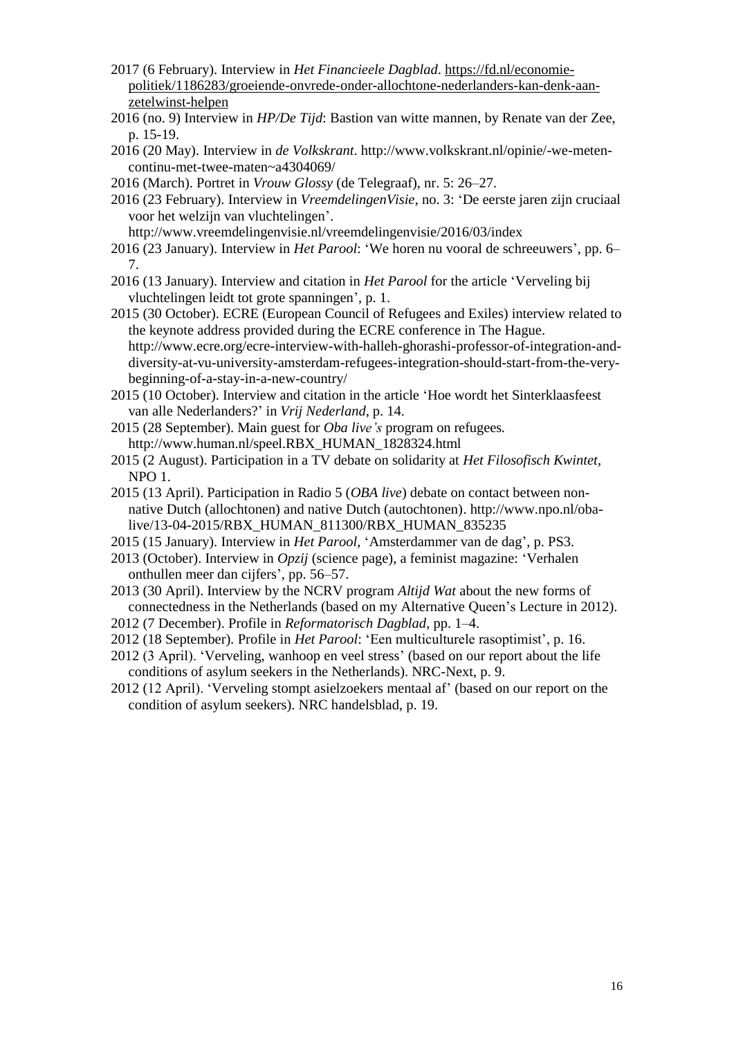2017 (6 February). Interview in *Het Financieele Dagblad*. https://fd.nl/economie-politiek/1186283/groeiende-onvrede-onder-allochtone-nederlanders-kan-denk-aan-zetelwinst-helpen

2016 (no. 9) Interview in *HP/De Tijd*: Bastion van witte mannen, by Renate van der Zee, p. 15-19.

2016 (20 May). Interview in *de Volkskrant*. http://www.volkskrant.nl/opinie/-we-meten-continu-met-twee-maten~a4304069/

2016 (March). Portret in *Vrouw Glossy* (de Telegraaf), nr. 5: 26–27.

2016 (23 February). Interview in *VreemdelingenVisie*, no. 3: 'De eerste jaren zijn cruciaal voor het welzijn van vluchtelingen'. http://www.vreemdelingenvisie.nl/vreemdelingenvisie/2016/03/index

2016 (23 January). Interview in *Het Parool*: 'We horen nu vooral de schreeuwers', pp. 6–7.

2016 (13 January). Interview and citation in *Het Parool* for the article 'Verveling bij vluchtelingen leidt tot grote spanningen', p. 1.

2015 (30 October). ECRE (European Council of Refugees and Exiles) interview related to the keynote address provided during the ECRE conference in The Hague. http://www.ecre.org/ecre-interview-with-halleh-ghorashi-professor-of-integration-and-diversity-at-vu-university-amsterdam-refugees-integration-should-start-from-the-very-beginning-of-a-stay-in-a-new-country/

2015 (10 October). Interview and citation in the article 'Hoe wordt het Sinterklaasfeest van alle Nederlanders?' in *Vrij Nederland*, p. 14.

2015 (28 September). Main guest for *Oba live's* program on refugees. http://www.human.nl/speel.RBX_HUMAN_1828324.html

2015 (2 August). Participation in a TV debate on solidarity at *Het Filosofisch Kwintet*, NPO 1.

2015 (13 April). Participation in Radio 5 (*OBA live*) debate on contact between non-native Dutch (allochtonen) and native Dutch (autochtonen). http://www.npo.nl/oba-live/13-04-2015/RBX_HUMAN_811300/RBX_HUMAN_835235

2015 (15 January). Interview in *Het Parool*, 'Amsterdammer van de dag', p. PS3.

2013 (October). Interview in *Opzij* (science page), a feminist magazine: 'Verhalen onthullen meer dan cijfers', pp. 56–57.

2013 (30 April). Interview by the NCRV program *Altijd Wat* about the new forms of connectedness in the Netherlands (based on my Alternative Queen's Lecture in 2012).

2012 (7 December). Profile in *Reformatorisch Dagblad*, pp. 1–4.

2012 (18 September). Profile in *Het Parool*: 'Een multiculturele rasoptimist', p. 16.

2012 (3 April). 'Verveling, wanhoop en veel stress' (based on our report about the life conditions of asylum seekers in the Netherlands). NRC-Next, p. 9.

2012 (12 April). 'Verveling stompt asielzoekers mentaal af' (based on our report on the condition of asylum seekers). NRC handelsblad, p. 19.